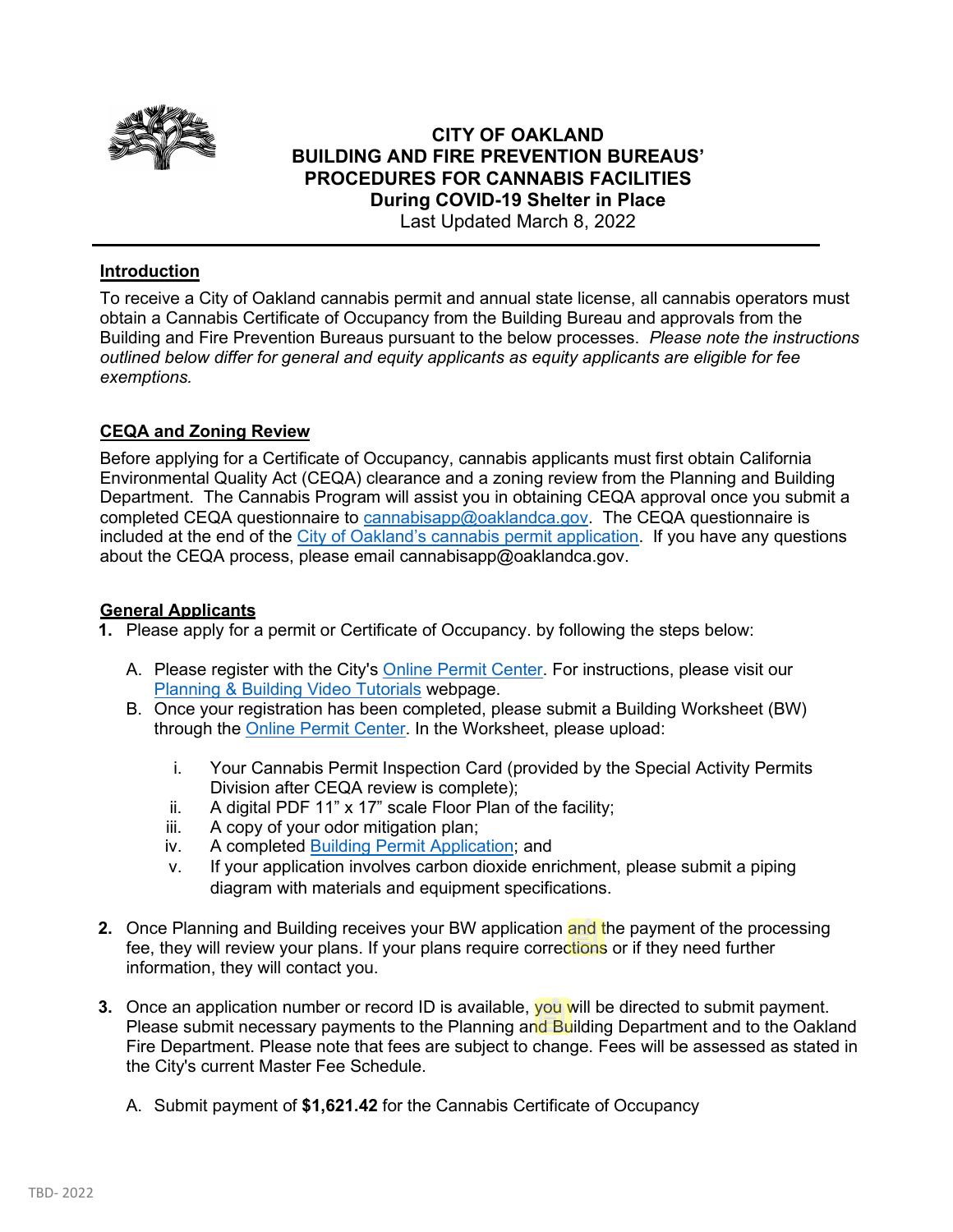# CITY OF OAKLAND
# BUILDING AND FIRE PREVENTION BUREAUS' PROCEDURES FOR CANNABIS FACILITIES
## During COVID-19 Shelter in Place

Last Updated March 8, 2022

## Introduction

To receive a City of Oakland cannabis permit and annual state license, all cannabis operators must obtain a Cannabis Certificate of Occupancy from the Building Bureau and approvals from the Building and Fire Prevention Bureaus pursuant to the below processes. *Please note the instructions outlined below differ for general and equity applicants as equity applicants are eligible for fee exemptions.*

## CEQA and Zoning Review

Before applying for a Certificate of Occupancy, cannabis applicants must first obtain California Environmental Quality Act (CEQA) clearance and a zoning review from the Planning and Building Department. The Cannabis Program will assist you in obtaining CEQA approval once you submit a completed CEQA questionnaire to cannabisapp@oaklandca.gov. The CEQA questionnaire is included at the end of the City of Oakland's cannabis permit application. If you have any questions about the CEQA process, please email cannabisapp@oaklandca.gov.

## General Applicants

1. Please apply for a permit or Certificate of Occupancy. by following the steps below:

   A. Please register with the City's Online Permit Center. For instructions, please visit our Planning & Building Video Tutorials webpage.

   B. Once your registration has been completed, please submit a Building Worksheet (BW) through the Online Permit Center. In the Worksheet, please upload:

      i. Your Cannabis Permit Inspection Card (provided by the Special Activity Permits Division after CEQA review is complete);
      ii. A digital PDF 11" x 17" scale Floor Plan of the facility;
      iii. A copy of your odor mitigation plan;
      iv. A completed Building Permit Application; and
      v. If your application involves carbon dioxide enrichment, please submit a piping diagram with materials and equipment specifications.

2. Once Planning and Building receives your BW application and the payment of the processing fee, they will review your plans. If your plans require corrections or if they need further information, they will contact you.

3. Once an application number or record ID is available, you will be directed to submit payment. Please submit necessary payments to the Planning and Building Department and to the Oakland Fire Department. Please note that fees are subject to change. Fees will be assessed as stated in the City's current Master Fee Schedule.

   A. Submit payment of **$1,621.42** for the Cannabis Certificate of Occupancy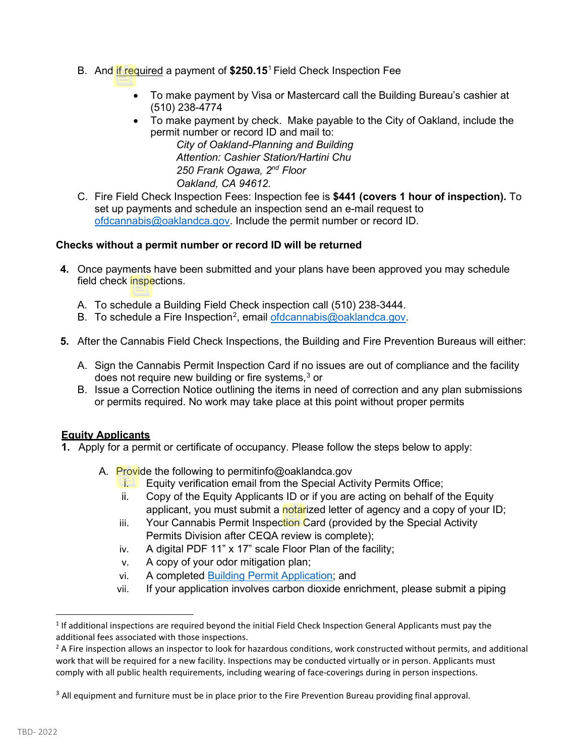B. And if required a payment of **$250.15**[1] Field Check Inspection Fee

- To make payment by Visa or Mastercard call the Building Bureau's cashier at (510) 238-4774
- To make payment by check. Make payable to the City of Oakland, include the permit number or record ID and mail to:

  *City of Oakland-Planning and Building*
  *Attention: Cashier Station/Hartini Chu*
  *250 Frank Ogawa, 2nd Floor*
  *Oakland, CA 94612.*

C. Fire Field Check Inspection Fees: Inspection fee is **$441 (covers 1 hour of inspection).** To set up payments and schedule an inspection send an e-mail request to ofdcannabis@oaklandca.gov. Include the permit number or record ID.

**Checks without a permit number or record ID will be returned**

4. Once payments have been submitted and your plans have been approved you may schedule field check inspections.

   A. To schedule a Building Field Check inspection call (510) 238-3444.
   B. To schedule a Fire Inspection[2], email ofdcannabis@oaklandca.gov.

5. After the Cannabis Field Check Inspections, the Building and Fire Prevention Bureaus will either:

   A. Sign the Cannabis Permit Inspection Card if no issues are out of compliance and the facility does not require new building or fire systems,[3] or
   B. Issue a Correction Notice outlining the items in need of correction and any plan submissions or permits required. No work may take place at this point without proper permits

## Equity Applicants

1. Apply for a permit or certificate of occupancy. Please follow the steps below to apply:

   A. Provide the following to permitinfo@oaklandca.gov
      i. Equity verification email from the Special Activity Permits Office;
      ii. Copy of the Equity Applicants ID or if you are acting on behalf of the Equity applicant, you must submit a notarized letter of agency and a copy of your ID;
      iii. Your Cannabis Permit Inspection Card (provided by the Special Activity Permits Division after CEQA review is complete);
      iv. A digital PDF 11" x 17" scale Floor Plan of the facility;
      v. A copy of your odor mitigation plan;
      vi. A completed Building Permit Application; and
      vii. If your application involves carbon dioxide enrichment, please submit a piping

---

[1] If additional inspections are required beyond the initial Field Check Inspection General Applicants must pay the additional fees associated with those inspections.

[2] A Fire inspection allows an inspector to look for hazardous conditions, work constructed without permits, and additional work that will be required for a new facility. Inspections may be conducted virtually or in person. Applicants must comply with all public health requirements, including wearing of face-coverings during in person inspections.

[3] All equipment and furniture must be in place prior to the Fire Prevention Bureau providing final approval.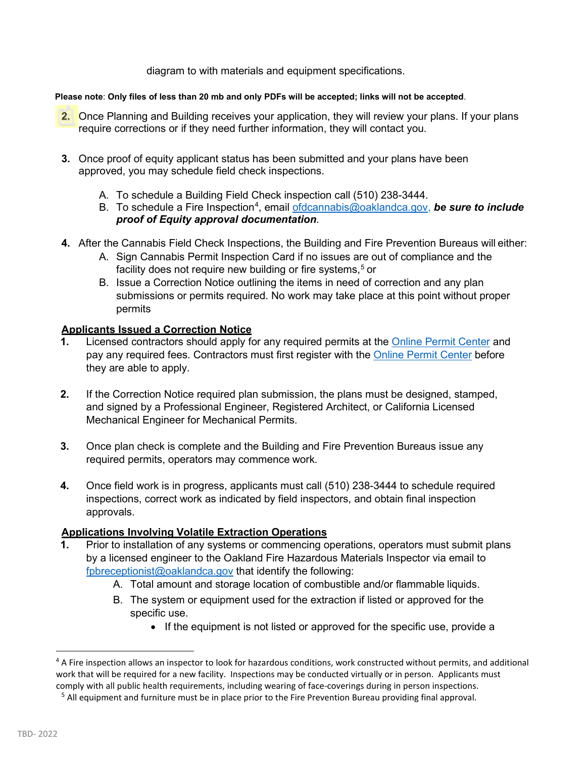diagram to with materials and equipment specifications.

**Please note**: **Only files of less than 20 mb and only PDFs will be accepted; links will not be accepted**.

2. Once Planning and Building receives your application, they will review your plans. If your plans require corrections or if they need further information, they will contact you.

3. Once proof of equity applicant status has been submitted and your plans have been approved, you may schedule field check inspections.

    A. To schedule a Building Field Check inspection call (510) 238-3444.
    B. To schedule a Fire Inspection[4], email ofdcannabis@oaklandca.gov, ***be sure to include proof of Equity approval documentation***.

4. After the Cannabis Field Check Inspections, the Building and Fire Prevention Bureaus will either:
    A. Sign Cannabis Permit Inspection Card if no issues are out of compliance and the facility does not require new building or fire systems,[5] or
    B. Issue a Correction Notice outlining the items in need of correction and any plan submissions or permits required. No work may take place at this point without proper permits

**Applicants Issued a Correction Notice**

1. Licensed contractors should apply for any required permits at the Online Permit Center and pay any required fees. Contractors must first register with the Online Permit Center before they are able to apply.

2. If the Correction Notice required plan submission, the plans must be designed, stamped, and signed by a Professional Engineer, Registered Architect, or California Licensed Mechanical Engineer for Mechanical Permits.

3. Once plan check is complete and the Building and Fire Prevention Bureaus issue any required permits, operators may commence work.

4. Once field work is in progress, applicants must call (510) 238-3444 to schedule required inspections, correct work as indicated by field inspectors, and obtain final inspection approvals.

**Applications Involving Volatile Extraction Operations**

1. Prior to installation of any systems or commencing operations, operators must submit plans by a licensed engineer to the Oakland Fire Hazardous Materials Inspector via email to fpbreceptionist@oaklandca.gov that identify the following:
    A. Total amount and storage location of combustible and/or flammable liquids.
    B. The system or equipment used for the extraction if listed or approved for the specific use.
        - If the equipment is not listed or approved for the specific use, provide a

---

[4] A Fire inspection allows an inspector to look for hazardous conditions, work constructed without permits, and additional work that will be required for a new facility. Inspections may be conducted virtually or in person. Applicants must comply with all public health requirements, including wearing of face-coverings during in person inspections.

[5] All equipment and furniture must be in place prior to the Fire Prevention Bureau providing final approval.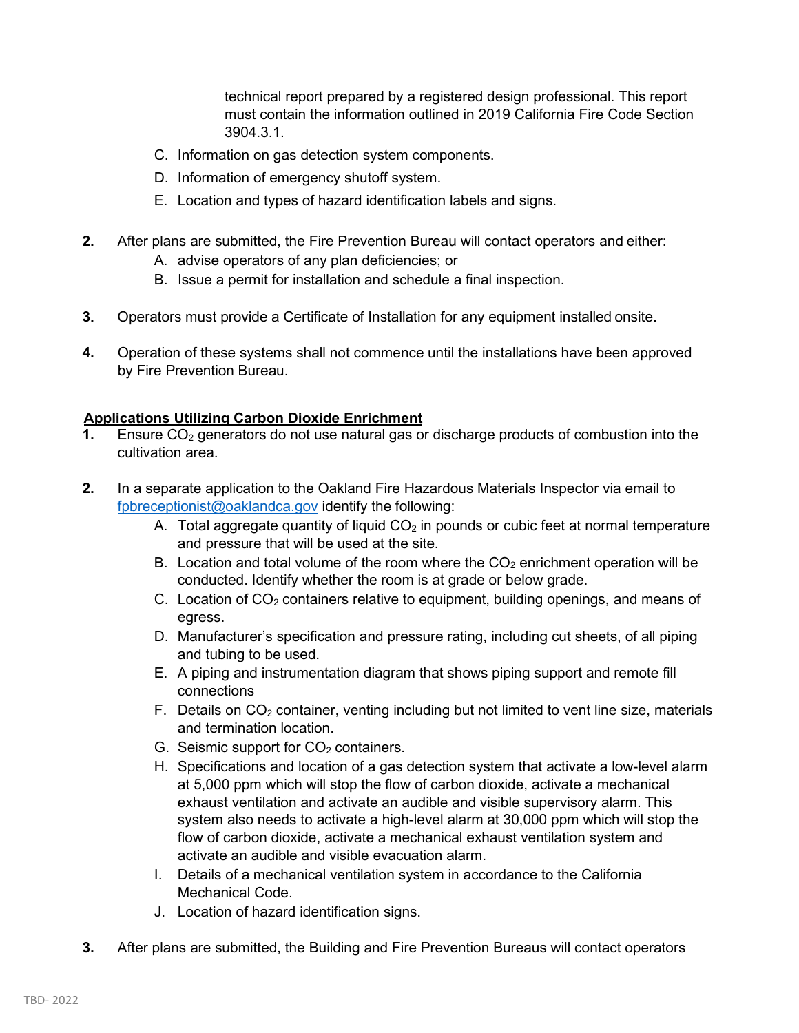technical report prepared by a registered design professional. This report must contain the information outlined in 2019 California Fire Code Section 3904.3.1.

C. Information on gas detection system components.

D. Information of emergency shutoff system.

E. Location and types of hazard identification labels and signs.

**2.** After plans are submitted, the Fire Prevention Bureau will contact operators and either:

A. advise operators of any plan deficiencies; or

B. Issue a permit for installation and schedule a final inspection.

**3.** Operators must provide a Certificate of Installation for any equipment installed onsite.

**4.** Operation of these systems shall not commence until the installations have been approved by Fire Prevention Bureau.

**Applications Utilizing Carbon Dioxide Enrichment**

**1.** Ensure $CO_2$ generators do not use natural gas or discharge products of combustion into the cultivation area.

**2.** In a separate application to the Oakland Fire Hazardous Materials Inspector via email to fpbreceptionist@oaklandca.gov identify the following:

A. Total aggregate quantity of liquid $CO_2$ in pounds or cubic feet at normal temperature and pressure that will be used at the site.

B. Location and total volume of the room where the $CO_2$ enrichment operation will be conducted. Identify whether the room is at grade or below grade.

C. Location of $CO_2$ containers relative to equipment, building openings, and means of egress.

D. Manufacturer's specification and pressure rating, including cut sheets, of all piping and tubing to be used.

E. A piping and instrumentation diagram that shows piping support and remote fill connections

F. Details on $CO_2$ container, venting including but not limited to vent line size, materials and termination location.

G. Seismic support for $CO_2$ containers.

H. Specifications and location of a gas detection system that activate a low-level alarm at 5,000 ppm which will stop the flow of carbon dioxide, activate a mechanical exhaust ventilation and activate an audible and visible supervisory alarm. This system also needs to activate a high-level alarm at 30,000 ppm which will stop the flow of carbon dioxide, activate a mechanical exhaust ventilation system and activate an audible and visible evacuation alarm.

I. Details of a mechanical ventilation system in accordance to the California Mechanical Code.

J. Location of hazard identification signs.

**3.** After plans are submitted, the Building and Fire Prevention Bureaus will contact operators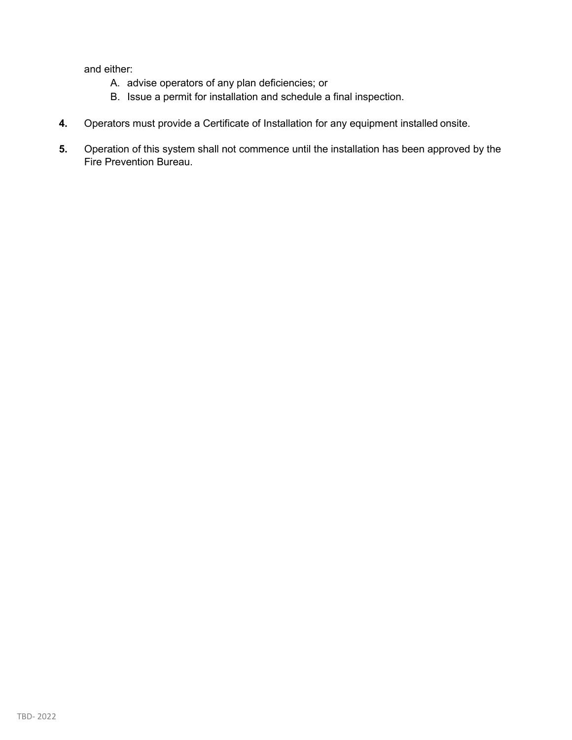and either:

   A. advise operators of any plan deficiencies; or
   B. Issue a permit for installation and schedule a final inspection.

**4.** Operators must provide a Certificate of Installation for any equipment installed onsite.

**5.** Operation of this system shall not commence until the installation has been approved by the Fire Prevention Bureau.

TBD- 2022